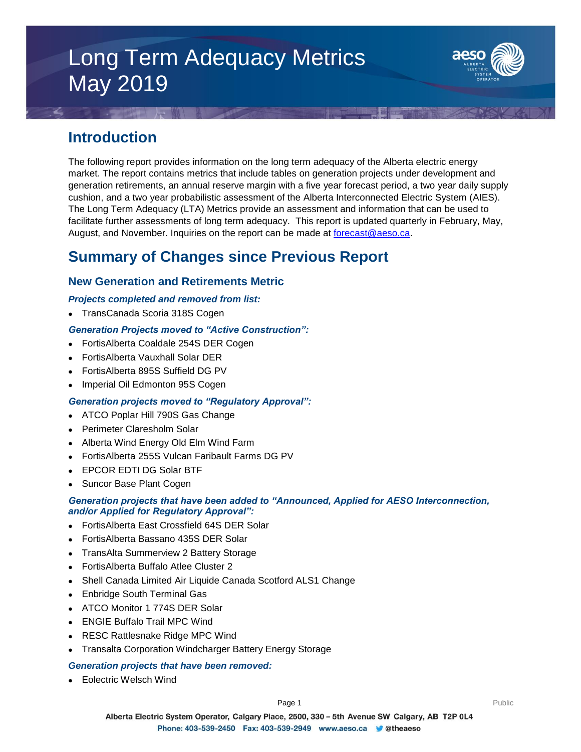# Long Term Adequacy Metrics May 2019

## Introduction

The following report provides information on the long term adequacy of the Alberta electric energy market. The report contains metrics that include tables on generation projects under development and generation retirements, an annual reserve margin with a five year forecast period, a two year daily supply cushion, and a two year probabilistic assessment of the Alberta Interconnected Electric System (AIES). The Long Term Adequacy (LTA) Metrics provide an assessment and information that can be used to facilitate further assessments of long term adequacy. This report is updated quarterly in February, May, August, and November. Inquiries on the report can be made at forecast@aeso.ca.

## Summary of Changes since Previous Report

### New Generation and Retirements Metric

#### *Projects completed and removed from list:*

- TransCanada Scoria 318S Cogen

#### *Generation Projects moved to "Active Construction":*

- FortisAlberta Coaldale 254S DER Cogen
- FortisAlberta Vauxhall Solar DER
- FortisAlberta 895S Suffield DG PV
- Imperial Oil Edmonton 95S Cogen

#### *Generation projects moved to "Regulatory Approval":*

- ATCO Poplar Hill 790S Gas Change
- Perimeter Claresholm Solar
- Alberta Wind Energy Old Elm Wind Farm
- FortisAlberta 255S Vulcan Faribault Farms DG PV
- EPCOR EDTI DG Solar BTF
- Suncor Base Plant Cogen

#### *Generation projects that have been added to "Announced, Applied for AESO Interconnection, and/or Applied for Regulatory Approval":*

- FortisAlberta East Crossfield 64S DER Solar
- FortisAlberta Bassano 435S DER Solar
- TransAlta Summerview 2 Battery Storage
- FortisAlberta Buffalo Atlee Cluster 2
- Shell Canada Limited Air Liquide Canada Scotford ALS1 Change
- Enbridge South Terminal Gas
- ATCO Monitor 1 774S DER Solar
- ENGIE Buffalo Trail MPC Wind
- RESC Rattlesnake Ridge MPC Wind
- Transalta Corporation Windcharger Battery Energy Storage

#### *Generation projects that have been removed:*

- Eolectric Welsch Wind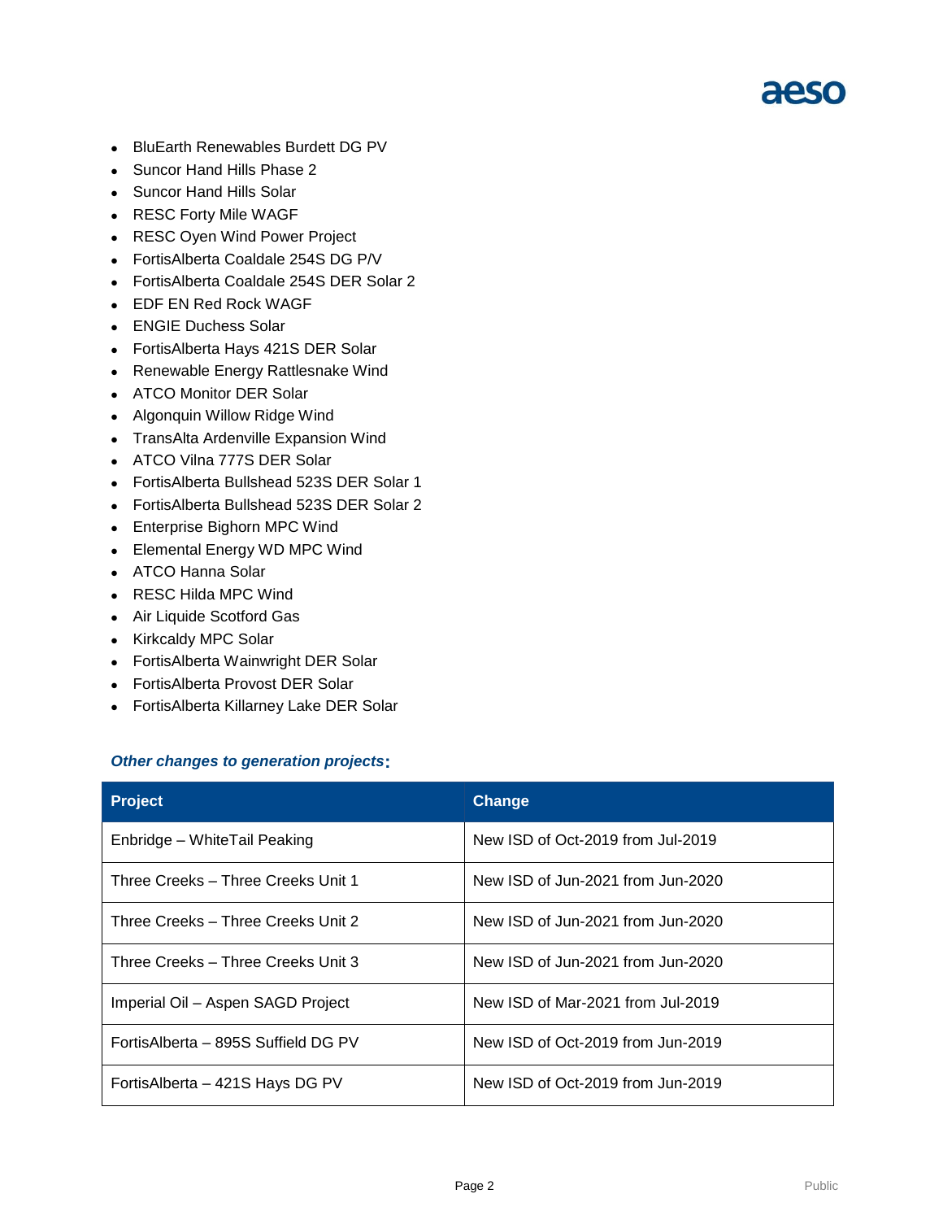- BluEarth Renewables Burdett DG PV
- Suncor Hand Hills Phase 2
- Suncor Hand Hills Solar
- RESC Forty Mile WAGF
- RESC Oyen Wind Power Project
- FortisAlberta Coaldale 254S DG P/V
- FortisAlberta Coaldale 254S DER Solar 2
- EDF EN Red Rock WAGF
- ENGIE Duchess Solar
- FortisAlberta Hays 421S DER Solar
- Renewable Energy Rattlesnake Wind
- ATCO Monitor DER Solar
- Algonquin Willow Ridge Wind
- TransAlta Ardenville Expansion Wind
- ATCO Vilna 777S DER Solar
- FortisAlberta Bullshead 523S DER Solar 1
- FortisAlberta Bullshead 523S DER Solar 2
- Enterprise Bighorn MPC Wind
- Elemental Energy WD MPC Wind
- ATCO Hanna Solar
- RESC Hilda MPC Wind
- Air Liquide Scotford Gas
- Kirkcaldy MPC Solar
- FortisAlberta Wainwright DER Solar
- FortisAlberta Provost DER Solar
- FortisAlberta Killarney Lake DER Solar

***Other changes to generation projects*:**

| Project | Change |
| --- | --- |
| Enbridge – WhiteTail Peaking | New ISD of Oct-2019 from Jul-2019 |
| Three Creeks – Three Creeks Unit 1 | New ISD of Jun-2021 from Jun-2020 |
| Three Creeks – Three Creeks Unit 2 | New ISD of Jun-2021 from Jun-2020 |
| Three Creeks – Three Creeks Unit 3 | New ISD of Jun-2021 from Jun-2020 |
| Imperial Oil – Aspen SAGD Project | New ISD of Mar-2021 from Jul-2019 |
| FortisAlberta – 895S Suffield DG PV | New ISD of Oct-2019 from Jun-2019 |
| FortisAlberta – 421S Hays DG PV | New ISD of Oct-2019 from Jun-2019 |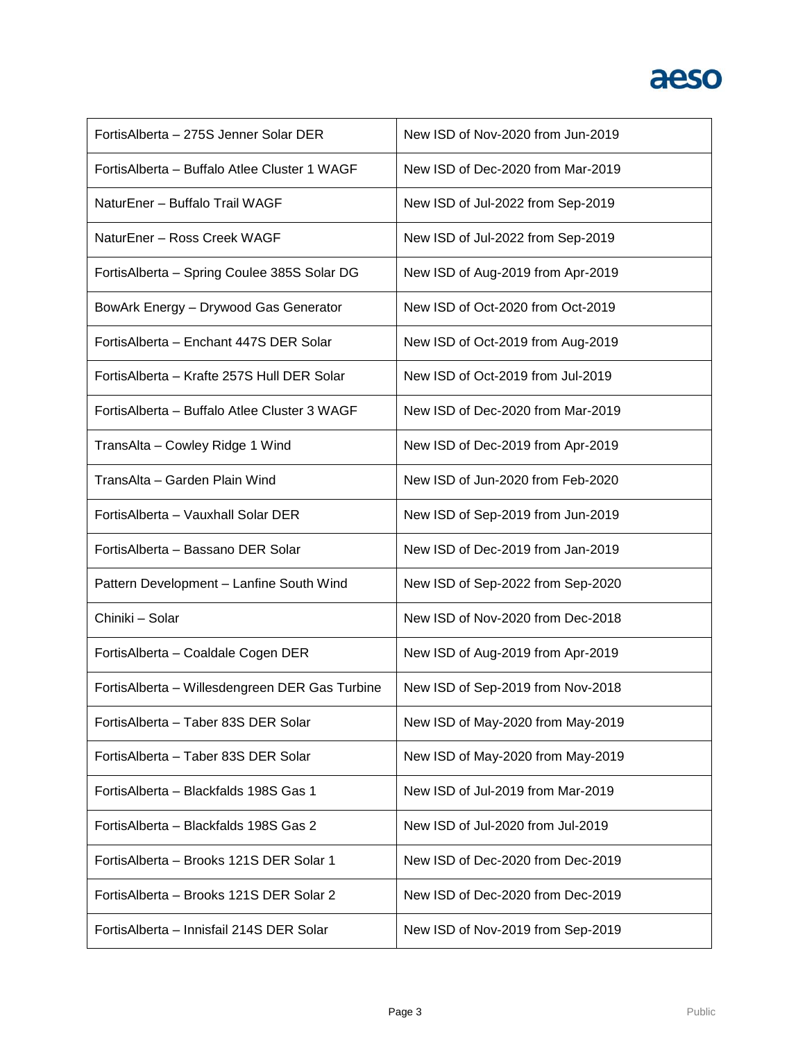| | |
|---|---|
| FortisAlberta – 275S Jenner Solar DER | New ISD of Nov-2020 from Jun-2019 |
| FortisAlberta – Buffalo Atlee Cluster 1 WAGF | New ISD of Dec-2020 from Mar-2019 |
| NaturEner – Buffalo Trail WAGF | New ISD of Jul-2022 from Sep-2019 |
| NaturEner – Ross Creek WAGF | New ISD of Jul-2022 from Sep-2019 |
| FortisAlberta – Spring Coulee 385S Solar DG | New ISD of Aug-2019 from Apr-2019 |
| BowArk Energy – Drywood Gas Generator | New ISD of Oct-2020 from Oct-2019 |
| FortisAlberta – Enchant 447S DER Solar | New ISD of Oct-2019 from Aug-2019 |
| FortisAlberta – Krafte 257S Hull DER Solar | New ISD of Oct-2019 from Jul-2019 |
| FortisAlberta – Buffalo Atlee Cluster 3 WAGF | New ISD of Dec-2020 from Mar-2019 |
| TransAlta – Cowley Ridge 1 Wind | New ISD of Dec-2019 from Apr-2019 |
| TransAlta – Garden Plain Wind | New ISD of Jun-2020 from Feb-2020 |
| FortisAlberta – Vauxhall Solar DER | New ISD of Sep-2019 from Jun-2019 |
| FortisAlberta – Bassano DER Solar | New ISD of Dec-2019 from Jan-2019 |
| Pattern Development – Lanfine South Wind | New ISD of Sep-2022 from Sep-2020 |
| Chiniki – Solar | New ISD of Nov-2020 from Dec-2018 |
| FortisAlberta – Coaldale Cogen DER | New ISD of Aug-2019 from Apr-2019 |
| FortisAlberta – Willesdengreen DER Gas Turbine | New ISD of Sep-2019 from Nov-2018 |
| FortisAlberta – Taber 83S DER Solar | New ISD of May-2020 from May-2019 |
| FortisAlberta – Taber 83S DER Solar | New ISD of May-2020 from May-2019 |
| FortisAlberta – Blackfalds 198S Gas 1 | New ISD of Jul-2019 from Mar-2019 |
| FortisAlberta – Blackfalds 198S Gas 2 | New ISD of Jul-2020 from Jul-2019 |
| FortisAlberta – Brooks 121S DER Solar 1 | New ISD of Dec-2020 from Dec-2019 |
| FortisAlberta – Brooks 121S DER Solar 2 | New ISD of Dec-2020 from Dec-2019 |
| FortisAlberta – Innisfail 214S DER Solar | New ISD of Nov-2019 from Sep-2019 |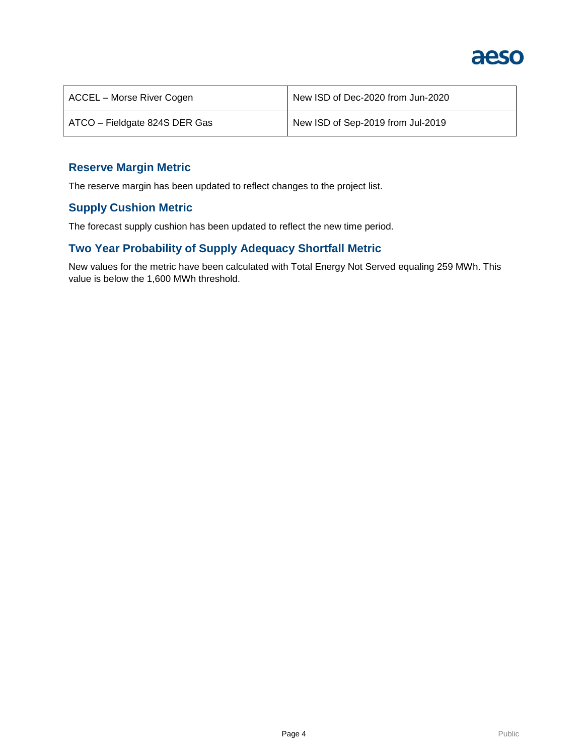| ACCEL – Morse River Cogen | New ISD of Dec-2020 from Jun-2020 |
| --- | --- |
| ATCO – Fieldgate 824S DER Gas | New ISD of Sep-2019 from Jul-2019 |

## Reserve Margin Metric

The reserve margin has been updated to reflect changes to the project list.

## Supply Cushion Metric

The forecast supply cushion has been updated to reflect the new time period.

## Two Year Probability of Supply Adequacy Shortfall Metric

New values for the metric have been calculated with Total Energy Not Served equaling 259 MWh. This value is below the 1,600 MWh threshold.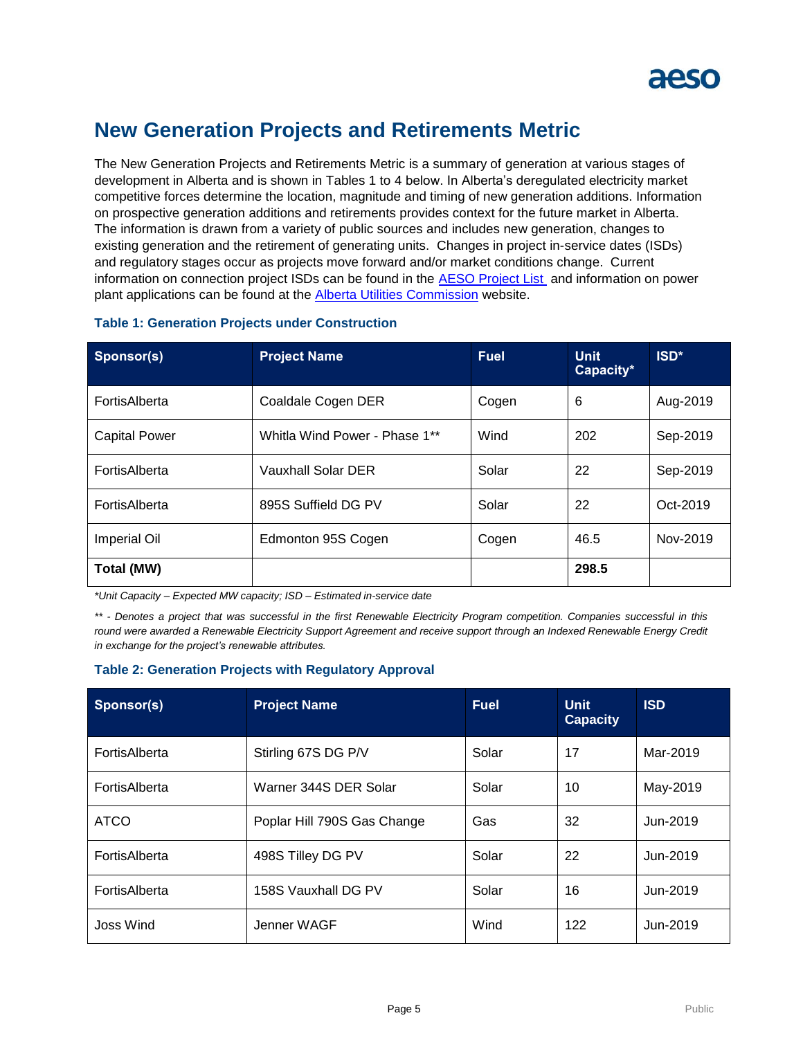# New Generation Projects and Retirements Metric

The New Generation Projects and Retirements Metric is a summary of generation at various stages of development in Alberta and is shown in Tables 1 to 4 below. In Alberta's deregulated electricity market competitive forces determine the location, magnitude and timing of new generation additions. Information on prospective generation additions and retirements provides context for the future market in Alberta. The information is drawn from a variety of public sources and includes new generation, changes to existing generation and the retirement of generating units. Changes in project in-service dates (ISDs) and regulatory stages occur as projects move forward and/or market conditions change. Current information on connection project ISDs can be found in the AESO Project List and information on power plant applications can be found at the Alberta Utilities Commission website.

### Table 1: Generation Projects under Construction

| Sponsor(s) | Project Name | Fuel | Unit Capacity* | ISD* |
|---|---|---|---|---|
| FortisAlberta | Coaldale Cogen DER | Cogen | 6 | Aug-2019 |
| Capital Power | Whitla Wind Power - Phase 1** | Wind | 202 | Sep-2019 |
| FortisAlberta | Vauxhall Solar DER | Solar | 22 | Sep-2019 |
| FortisAlberta | 895S Suffield DG PV | Solar | 22 | Oct-2019 |
| Imperial Oil | Edmonton 95S Cogen | Cogen | 46.5 | Nov-2019 |
| **Total (MW)** | | | **298.5** | |

*\*Unit Capacity – Expected MW capacity; ISD – Estimated in-service date*

*\*\* - Denotes a project that was successful in the first Renewable Electricity Program competition. Companies successful in this round were awarded a Renewable Electricity Support Agreement and receive support through an Indexed Renewable Energy Credit in exchange for the project's renewable attributes.*

### Table 2: Generation Projects with Regulatory Approval

| Sponsor(s) | Project Name | Fuel | Unit Capacity | ISD |
|---|---|---|---|---|
| FortisAlberta | Stirling 67S DG P/V | Solar | 17 | Mar-2019 |
| FortisAlberta | Warner 344S DER Solar | Solar | 10 | May-2019 |
| ATCO | Poplar Hill 790S Gas Change | Gas | 32 | Jun-2019 |
| FortisAlberta | 498S Tilley DG PV | Solar | 22 | Jun-2019 |
| FortisAlberta | 158S Vauxhall DG PV | Solar | 16 | Jun-2019 |
| Joss Wind | Jenner WAGF | Wind | 122 | Jun-2019 |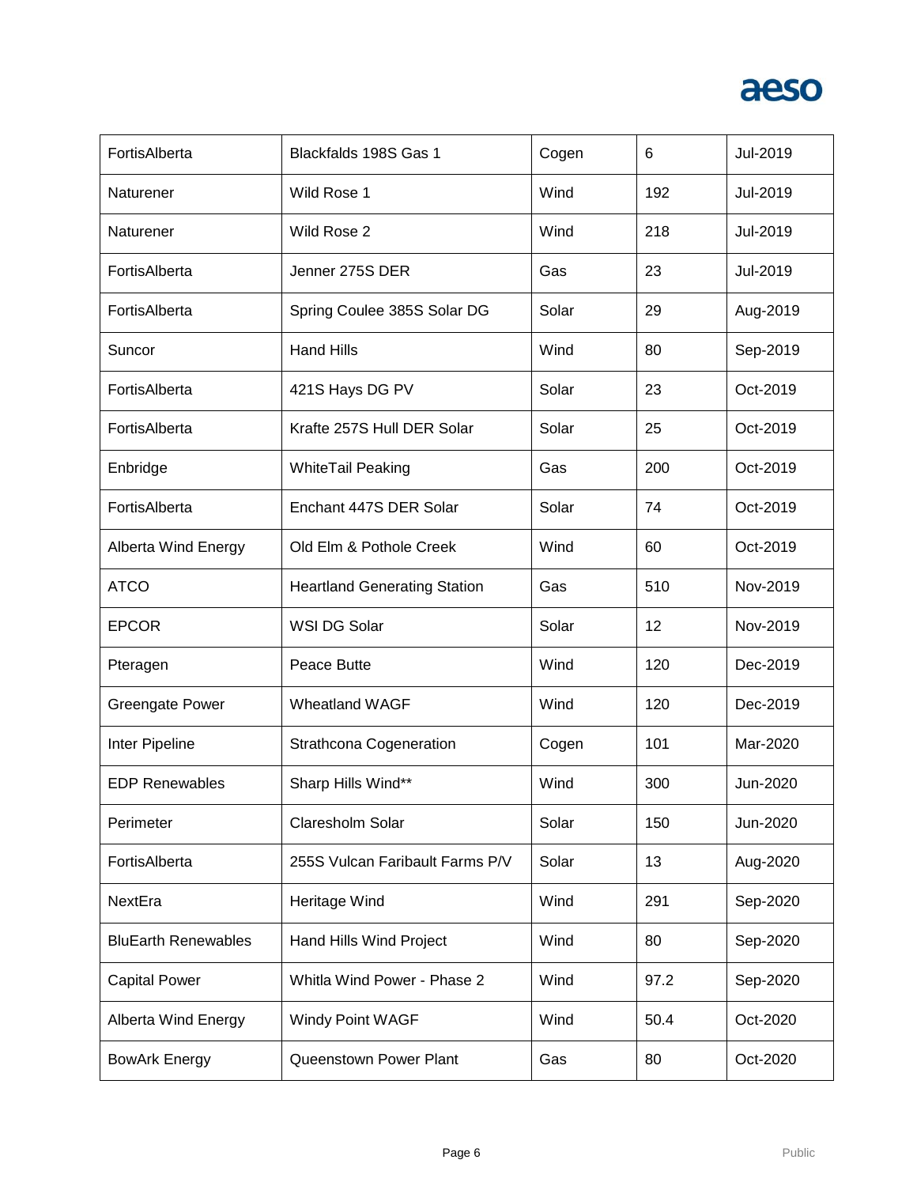| | | | | |
|---|---|---|---|---|
| FortisAlberta | Blackfalds 198S Gas 1 | Cogen | 6 | Jul-2019 |
| Naturener | Wild Rose 1 | Wind | 192 | Jul-2019 |
| Naturener | Wild Rose 2 | Wind | 218 | Jul-2019 |
| FortisAlberta | Jenner 275S DER | Gas | 23 | Jul-2019 |
| FortisAlberta | Spring Coulee 385S Solar DG | Solar | 29 | Aug-2019 |
| Suncor | Hand Hills | Wind | 80 | Sep-2019 |
| FortisAlberta | 421S Hays DG PV | Solar | 23 | Oct-2019 |
| FortisAlberta | Krafte 257S Hull DER Solar | Solar | 25 | Oct-2019 |
| Enbridge | WhiteTail Peaking | Gas | 200 | Oct-2019 |
| FortisAlberta | Enchant 447S DER Solar | Solar | 74 | Oct-2019 |
| Alberta Wind Energy | Old Elm & Pothole Creek | Wind | 60 | Oct-2019 |
| ATCO | Heartland Generating Station | Gas | 510 | Nov-2019 |
| EPCOR | WSI DG Solar | Solar | 12 | Nov-2019 |
| Pteragen | Peace Butte | Wind | 120 | Dec-2019 |
| Greengate Power | Wheatland WAGF | Wind | 120 | Dec-2019 |
| Inter Pipeline | Strathcona Cogeneration | Cogen | 101 | Mar-2020 |
| EDP Renewables | Sharp Hills Wind** | Wind | 300 | Jun-2020 |
| Perimeter | Claresholm Solar | Solar | 150 | Jun-2020 |
| FortisAlberta | 255S Vulcan Faribault Farms P/V | Solar | 13 | Aug-2020 |
| NextEra | Heritage Wind | Wind | 291 | Sep-2020 |
| BluEarth Renewables | Hand Hills Wind Project | Wind | 80 | Sep-2020 |
| Capital Power | Whitla Wind Power - Phase 2 | Wind | 97.2 | Sep-2020 |
| Alberta Wind Energy | Windy Point WAGF | Wind | 50.4 | Oct-2020 |
| BowArk Energy | Queenstown Power Plant | Gas | 80 | Oct-2020 |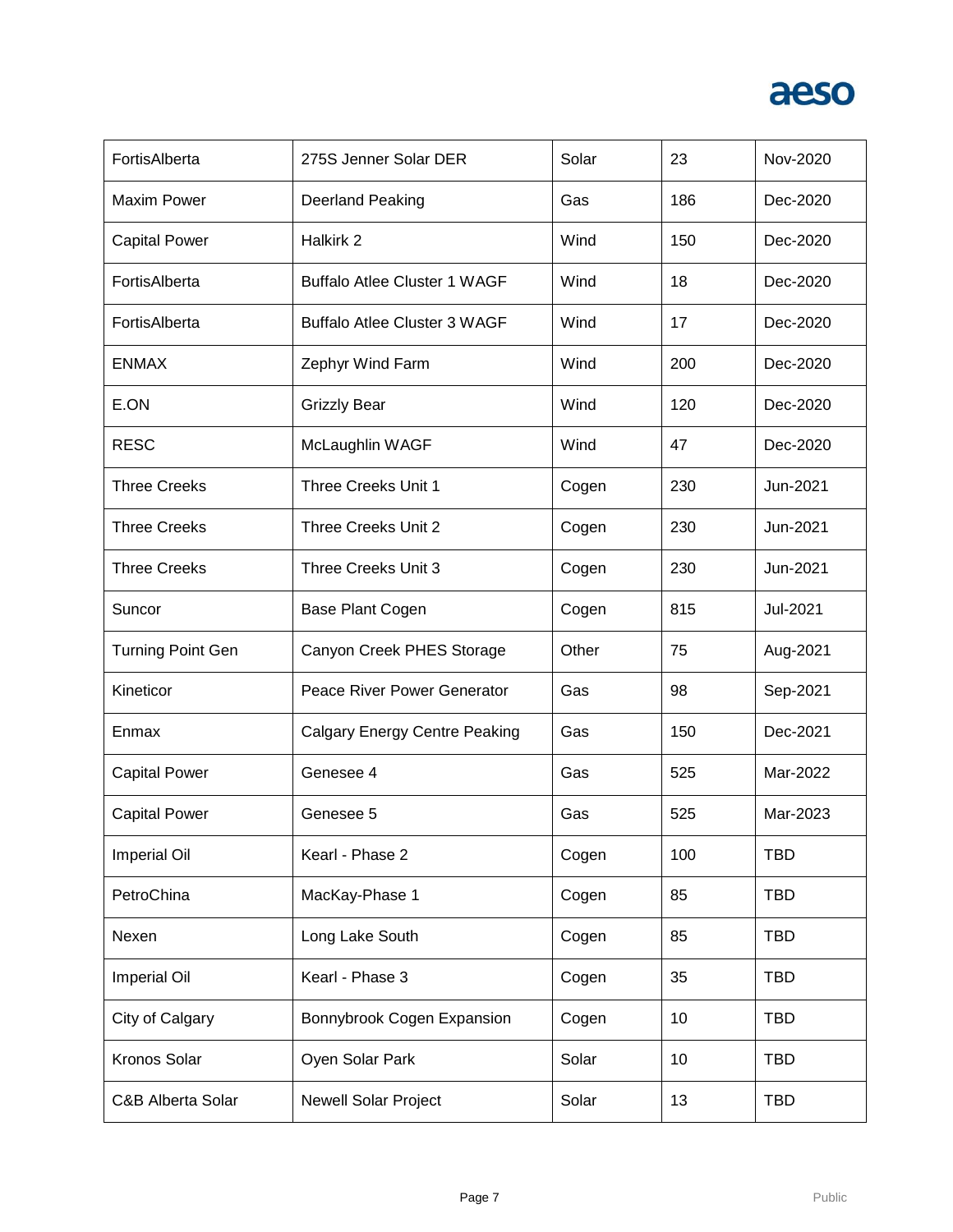| FortisAlberta | 275S Jenner Solar DER | Solar | 23 | Nov-2020 |
|---|---|---|---|---|
| Maxim Power | Deerland Peaking | Gas | 186 | Dec-2020 |
| Capital Power | Halkirk 2 | Wind | 150 | Dec-2020 |
| FortisAlberta | Buffalo Atlee Cluster 1 WAGF | Wind | 18 | Dec-2020 |
| FortisAlberta | Buffalo Atlee Cluster 3 WAGF | Wind | 17 | Dec-2020 |
| ENMAX | Zephyr Wind Farm | Wind | 200 | Dec-2020 |
| E.ON | Grizzly Bear | Wind | 120 | Dec-2020 |
| RESC | McLaughlin WAGF | Wind | 47 | Dec-2020 |
| Three Creeks | Three Creeks Unit 1 | Cogen | 230 | Jun-2021 |
| Three Creeks | Three Creeks Unit 2 | Cogen | 230 | Jun-2021 |
| Three Creeks | Three Creeks Unit 3 | Cogen | 230 | Jun-2021 |
| Suncor | Base Plant Cogen | Cogen | 815 | Jul-2021 |
| Turning Point Gen | Canyon Creek PHES Storage | Other | 75 | Aug-2021 |
| Kineticor | Peace River Power Generator | Gas | 98 | Sep-2021 |
| Enmax | Calgary Energy Centre Peaking | Gas | 150 | Dec-2021 |
| Capital Power | Genesee 4 | Gas | 525 | Mar-2022 |
| Capital Power | Genesee 5 | Gas | 525 | Mar-2023 |
| Imperial Oil | Kearl - Phase 2 | Cogen | 100 | TBD |
| PetroChina | MacKay-Phase 1 | Cogen | 85 | TBD |
| Nexen | Long Lake South | Cogen | 85 | TBD |
| Imperial Oil | Kearl - Phase 3 | Cogen | 35 | TBD |
| City of Calgary | Bonnybrook Cogen Expansion | Cogen | 10 | TBD |
| Kronos Solar | Oyen Solar Park | Solar | 10 | TBD |
| C&B Alberta Solar | Newell Solar Project | Solar | 13 | TBD |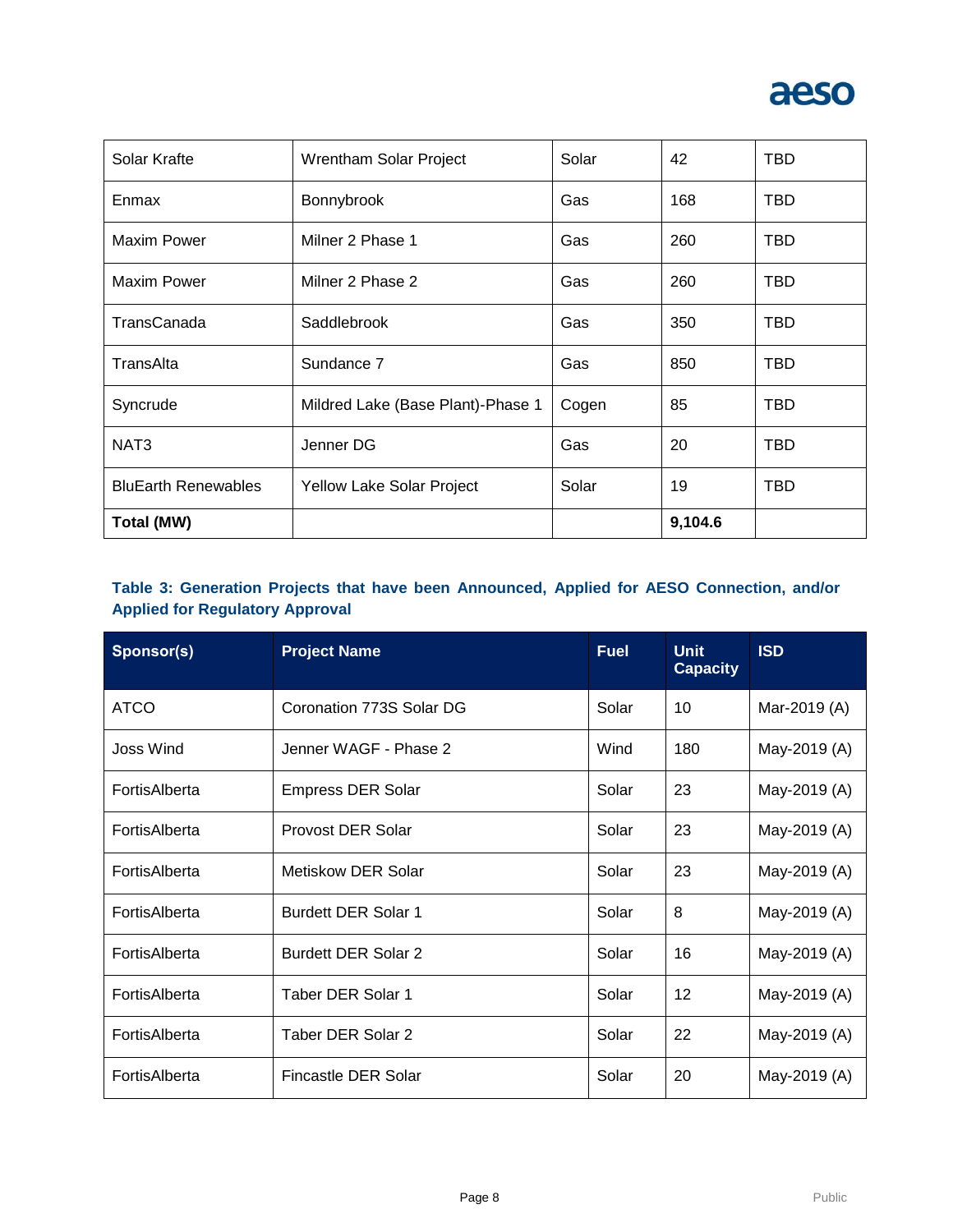| Solar Krafte | Wrentham Solar Project | Solar | 42 | TBD |
|---|---|---|---|---|
| Enmax | Bonnybrook | Gas | 168 | TBD |
| Maxim Power | Milner 2 Phase 1 | Gas | 260 | TBD |
| Maxim Power | Milner 2 Phase 2 | Gas | 260 | TBD |
| TransCanada | Saddlebrook | Gas | 350 | TBD |
| TransAlta | Sundance 7 | Gas | 850 | TBD |
| Syncrude | Mildred Lake (Base Plant)-Phase 1 | Cogen | 85 | TBD |
| NAT3 | Jenner DG | Gas | 20 | TBD |
| BluEarth Renewables | Yellow Lake Solar Project | Solar | 19 | TBD |
| **Total (MW)** | | | **9,104.6** | |

**Table 3: Generation Projects that have been Announced, Applied for AESO Connection, and/or Applied for Regulatory Approval**

| Sponsor(s) | Project Name | Fuel | Unit Capacity | ISD |
|---|---|---|---|---|
| ATCO | Coronation 773S Solar DG | Solar | 10 | Mar-2019 (A) |
| Joss Wind | Jenner WAGF - Phase 2 | Wind | 180 | May-2019 (A) |
| FortisAlberta | Empress DER Solar | Solar | 23 | May-2019 (A) |
| FortisAlberta | Provost DER Solar | Solar | 23 | May-2019 (A) |
| FortisAlberta | Metiskow DER Solar | Solar | 23 | May-2019 (A) |
| FortisAlberta | Burdett DER Solar 1 | Solar | 8 | May-2019 (A) |
| FortisAlberta | Burdett DER Solar 2 | Solar | 16 | May-2019 (A) |
| FortisAlberta | Taber DER Solar 1 | Solar | 12 | May-2019 (A) |
| FortisAlberta | Taber DER Solar 2 | Solar | 22 | May-2019 (A) |
| FortisAlberta | Fincastle DER Solar | Solar | 20 | May-2019 (A) |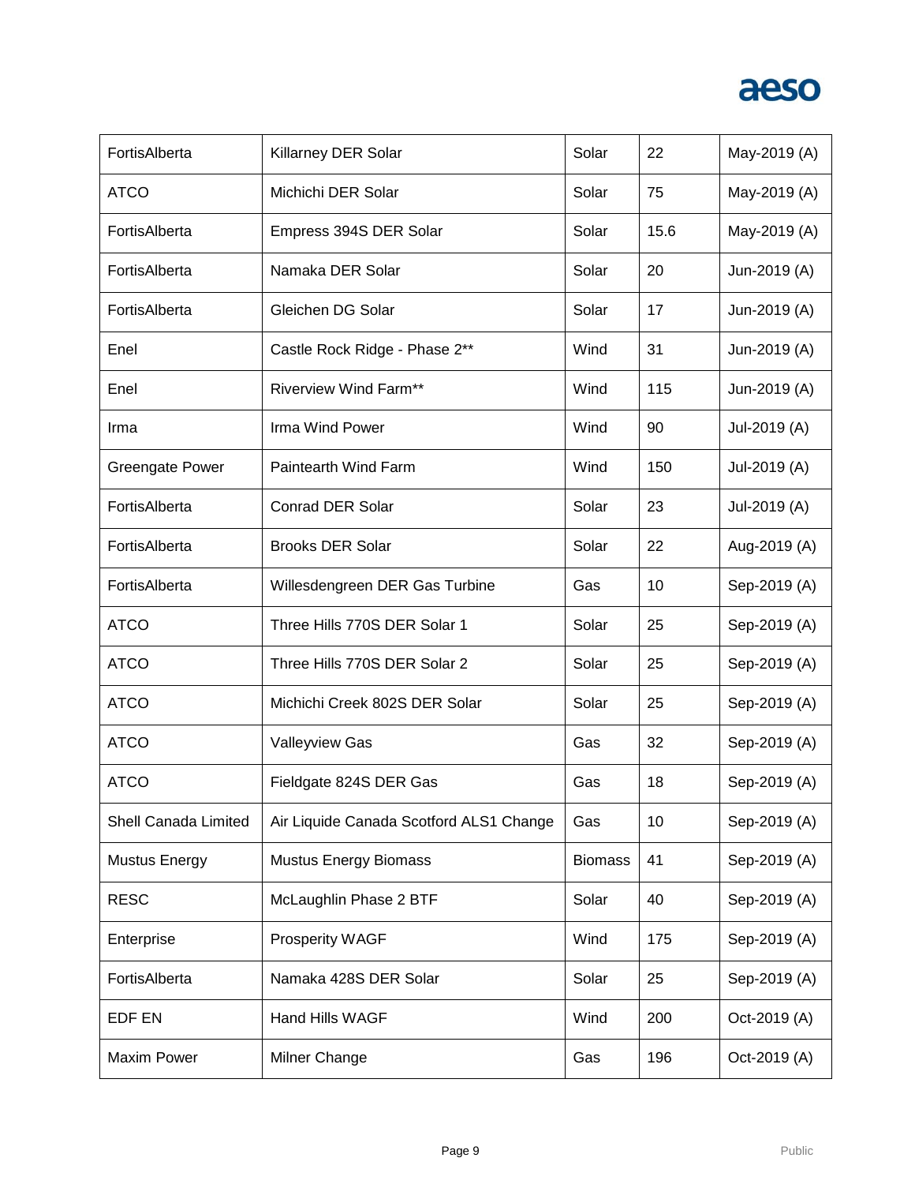| | | | | |
|---|---|---|---|---|
| FortisAlberta | Killarney DER Solar | Solar | 22 | May-2019 (A) |
| ATCO | Michichi DER Solar | Solar | 75 | May-2019 (A) |
| FortisAlberta | Empress 394S DER Solar | Solar | 15.6 | May-2019 (A) |
| FortisAlberta | Namaka DER Solar | Solar | 20 | Jun-2019 (A) |
| FortisAlberta | Gleichen DG Solar | Solar | 17 | Jun-2019 (A) |
| Enel | Castle Rock Ridge - Phase 2** | Wind | 31 | Jun-2019 (A) |
| Enel | Riverview Wind Farm** | Wind | 115 | Jun-2019 (A) |
| Irma | Irma Wind Power | Wind | 90 | Jul-2019 (A) |
| Greengate Power | Paintearth Wind Farm | Wind | 150 | Jul-2019 (A) |
| FortisAlberta | Conrad DER Solar | Solar | 23 | Jul-2019 (A) |
| FortisAlberta | Brooks DER Solar | Solar | 22 | Aug-2019 (A) |
| FortisAlberta | Willesdengreen DER Gas Turbine | Gas | 10 | Sep-2019 (A) |
| ATCO | Three Hills 770S DER Solar 1 | Solar | 25 | Sep-2019 (A) |
| ATCO | Three Hills 770S DER Solar 2 | Solar | 25 | Sep-2019 (A) |
| ATCO | Michichi Creek 802S DER Solar | Solar | 25 | Sep-2019 (A) |
| ATCO | Valleyview Gas | Gas | 32 | Sep-2019 (A) |
| ATCO | Fieldgate 824S DER Gas | Gas | 18 | Sep-2019 (A) |
| Shell Canada Limited | Air Liquide Canada Scotford ALS1 Change | Gas | 10 | Sep-2019 (A) |
| Mustus Energy | Mustus Energy Biomass | Biomass | 41 | Sep-2019 (A) |
| RESC | McLaughlin Phase 2 BTF | Solar | 40 | Sep-2019 (A) |
| Enterprise | Prosperity WAGF | Wind | 175 | Sep-2019 (A) |
| FortisAlberta | Namaka 428S DER Solar | Solar | 25 | Sep-2019 (A) |
| EDF EN | Hand Hills WAGF | Wind | 200 | Oct-2019 (A) |
| Maxim Power | Milner Change | Gas | 196 | Oct-2019 (A) |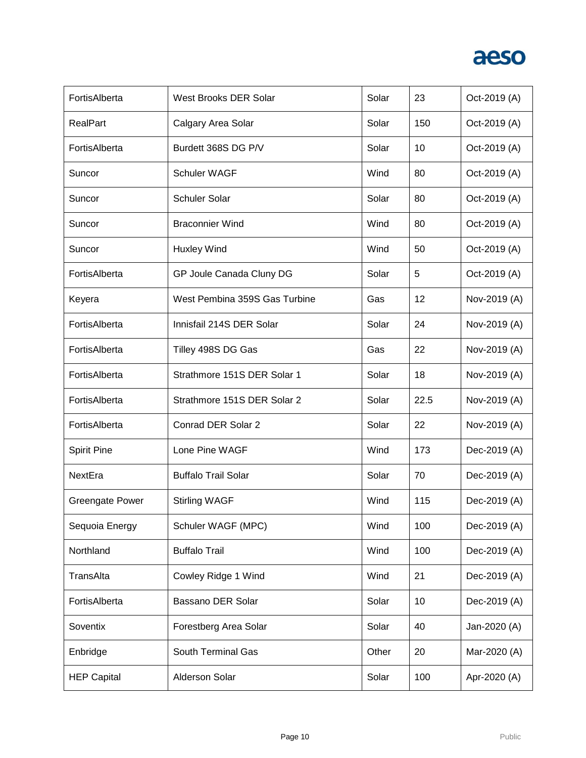| | | | | |
|---|---|---|---|---|
| FortisAlberta | West Brooks DER Solar | Solar | 23 | Oct-2019 (A) |
| RealPart | Calgary Area Solar | Solar | 150 | Oct-2019 (A) |
| FortisAlberta | Burdett 368S DG P/V | Solar | 10 | Oct-2019 (A) |
| Suncor | Schuler WAGF | Wind | 80 | Oct-2019 (A) |
| Suncor | Schuler Solar | Solar | 80 | Oct-2019 (A) |
| Suncor | Braconnier Wind | Wind | 80 | Oct-2019 (A) |
| Suncor | Huxley Wind | Wind | 50 | Oct-2019 (A) |
| FortisAlberta | GP Joule Canada Cluny DG | Solar | 5 | Oct-2019 (A) |
| Keyera | West Pembina 359S Gas Turbine | Gas | 12 | Nov-2019 (A) |
| FortisAlberta | Innisfail 214S DER Solar | Solar | 24 | Nov-2019 (A) |
| FortisAlberta | Tilley 498S DG Gas | Gas | 22 | Nov-2019 (A) |
| FortisAlberta | Strathmore 151S DER Solar 1 | Solar | 18 | Nov-2019 (A) |
| FortisAlberta | Strathmore 151S DER Solar 2 | Solar | 22.5 | Nov-2019 (A) |
| FortisAlberta | Conrad DER Solar 2 | Solar | 22 | Nov-2019 (A) |
| Spirit Pine | Lone Pine WAGF | Wind | 173 | Dec-2019 (A) |
| NextEra | Buffalo Trail Solar | Solar | 70 | Dec-2019 (A) |
| Greengate Power | Stirling WAGF | Wind | 115 | Dec-2019 (A) |
| Sequoia Energy | Schuler WAGF (MPC) | Wind | 100 | Dec-2019 (A) |
| Northland | Buffalo Trail | Wind | 100 | Dec-2019 (A) |
| TransAlta | Cowley Ridge 1 Wind | Wind | 21 | Dec-2019 (A) |
| FortisAlberta | Bassano DER Solar | Solar | 10 | Dec-2019 (A) |
| Soventix | Forestberg Area Solar | Solar | 40 | Jan-2020 (A) |
| Enbridge | South Terminal Gas | Other | 20 | Mar-2020 (A) |
| HEP Capital | Alderson Solar | Solar | 100 | Apr-2020 (A) |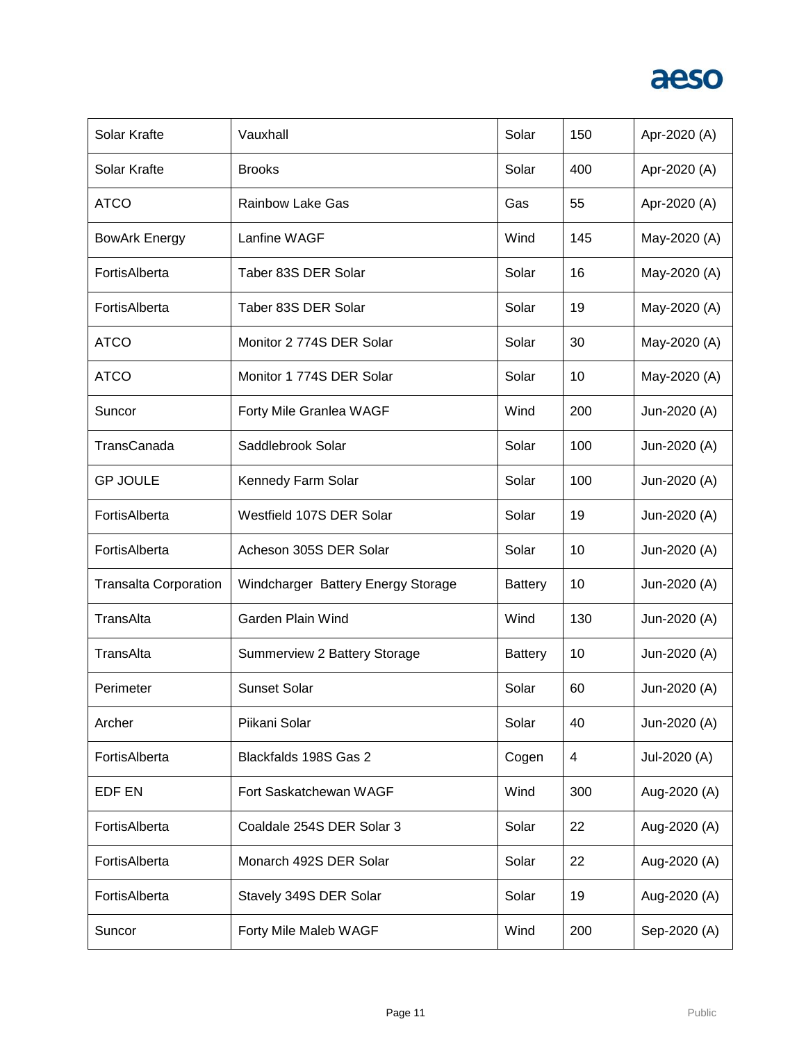| | | | | |
|---|---|---|---|---|
| Solar Krafte | Vauxhall | Solar | 150 | Apr-2020 (A) |
| Solar Krafte | Brooks | Solar | 400 | Apr-2020 (A) |
| ATCO | Rainbow Lake Gas | Gas | 55 | Apr-2020 (A) |
| BowArk Energy | Lanfine WAGF | Wind | 145 | May-2020 (A) |
| FortisAlberta | Taber 83S DER Solar | Solar | 16 | May-2020 (A) |
| FortisAlberta | Taber 83S DER Solar | Solar | 19 | May-2020 (A) |
| ATCO | Monitor 2 774S DER Solar | Solar | 30 | May-2020 (A) |
| ATCO | Monitor 1 774S DER Solar | Solar | 10 | May-2020 (A) |
| Suncor | Forty Mile Granlea WAGF | Wind | 200 | Jun-2020 (A) |
| TransCanada | Saddlebrook Solar | Solar | 100 | Jun-2020 (A) |
| GP JOULE | Kennedy Farm Solar | Solar | 100 | Jun-2020 (A) |
| FortisAlberta | Westfield 107S DER Solar | Solar | 19 | Jun-2020 (A) |
| FortisAlberta | Acheson 305S DER Solar | Solar | 10 | Jun-2020 (A) |
| Transalta Corporation | Windcharger Battery Energy Storage | Battery | 10 | Jun-2020 (A) |
| TransAlta | Garden Plain Wind | Wind | 130 | Jun-2020 (A) |
| TransAlta | Summerview 2 Battery Storage | Battery | 10 | Jun-2020 (A) |
| Perimeter | Sunset Solar | Solar | 60 | Jun-2020 (A) |
| Archer | Piikani Solar | Solar | 40 | Jun-2020 (A) |
| FortisAlberta | Blackfalds 198S Gas 2 | Cogen | 4 | Jul-2020 (A) |
| EDF EN | Fort Saskatchewan WAGF | Wind | 300 | Aug-2020 (A) |
| FortisAlberta | Coaldale 254S DER Solar 3 | Solar | 22 | Aug-2020 (A) |
| FortisAlberta | Monarch 492S DER Solar | Solar | 22 | Aug-2020 (A) |
| FortisAlberta | Stavely 349S DER Solar | Solar | 19 | Aug-2020 (A) |
| Suncor | Forty Mile Maleb WAGF | Wind | 200 | Sep-2020 (A) |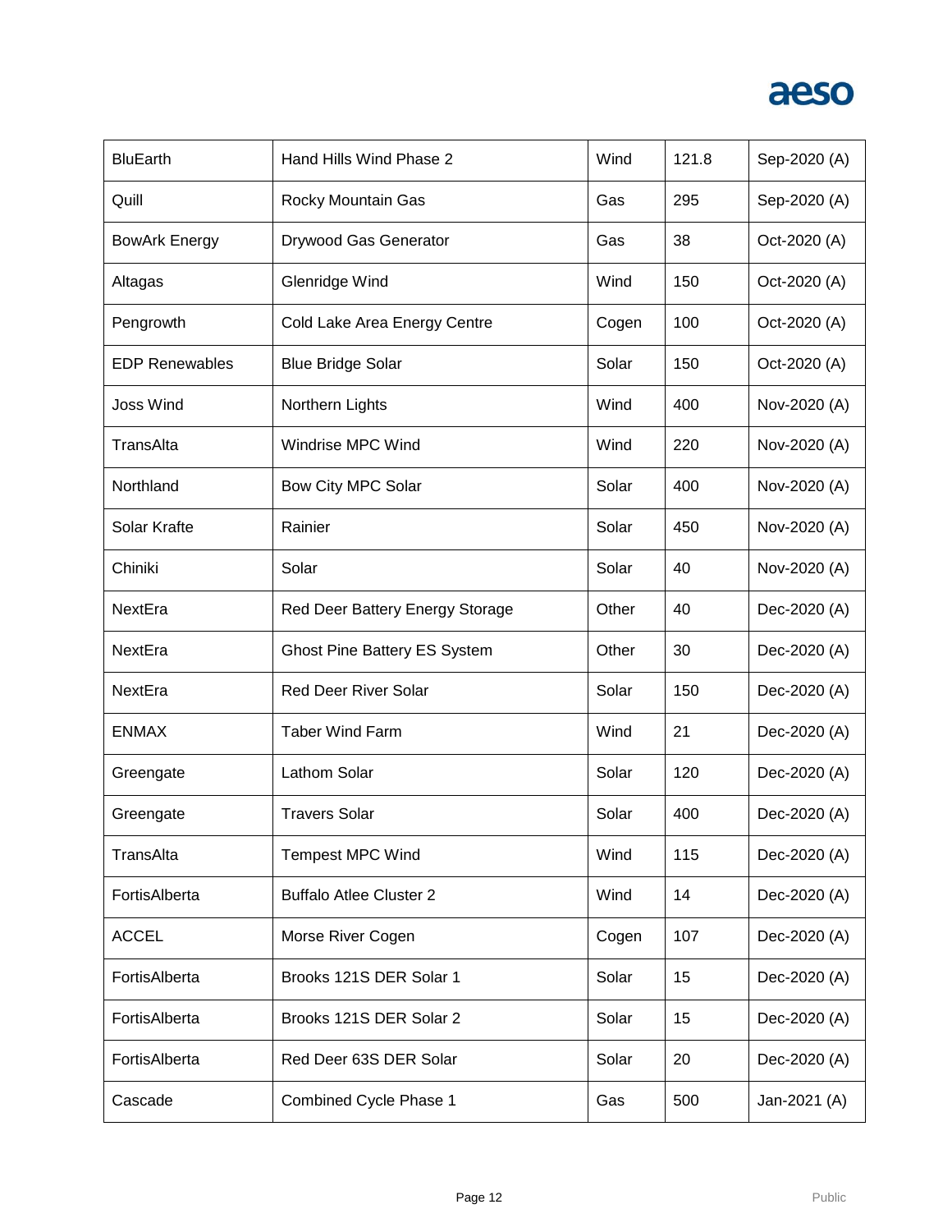| BluEarth | Hand Hills Wind Phase 2 | Wind | 121.8 | Sep-2020 (A) |
|---|---|---|---|---|
| Quill | Rocky Mountain Gas | Gas | 295 | Sep-2020 (A) |
| BowArk Energy | Drywood Gas Generator | Gas | 38 | Oct-2020 (A) |
| Altagas | Glenridge Wind | Wind | 150 | Oct-2020 (A) |
| Pengrowth | Cold Lake Area Energy Centre | Cogen | 100 | Oct-2020 (A) |
| EDP Renewables | Blue Bridge Solar | Solar | 150 | Oct-2020 (A) |
| Joss Wind | Northern Lights | Wind | 400 | Nov-2020 (A) |
| TransAlta | Windrise MPC Wind | Wind | 220 | Nov-2020 (A) |
| Northland | Bow City MPC Solar | Solar | 400 | Nov-2020 (A) |
| Solar Krafte | Rainier | Solar | 450 | Nov-2020 (A) |
| Chiniki | Solar | Solar | 40 | Nov-2020 (A) |
| NextEra | Red Deer Battery Energy Storage | Other | 40 | Dec-2020 (A) |
| NextEra | Ghost Pine Battery ES System | Other | 30 | Dec-2020 (A) |
| NextEra | Red Deer River Solar | Solar | 150 | Dec-2020 (A) |
| ENMAX | Taber Wind Farm | Wind | 21 | Dec-2020 (A) |
| Greengate | Lathom Solar | Solar | 120 | Dec-2020 (A) |
| Greengate | Travers Solar | Solar | 400 | Dec-2020 (A) |
| TransAlta | Tempest MPC Wind | Wind | 115 | Dec-2020 (A) |
| FortisAlberta | Buffalo Atlee Cluster 2 | Wind | 14 | Dec-2020 (A) |
| ACCEL | Morse River Cogen | Cogen | 107 | Dec-2020 (A) |
| FortisAlberta | Brooks 121S DER Solar 1 | Solar | 15 | Dec-2020 (A) |
| FortisAlberta | Brooks 121S DER Solar 2 | Solar | 15 | Dec-2020 (A) |
| FortisAlberta | Red Deer 63S DER Solar | Solar | 20 | Dec-2020 (A) |
| Cascade | Combined Cycle Phase 1 | Gas | 500 | Jan-2021 (A) |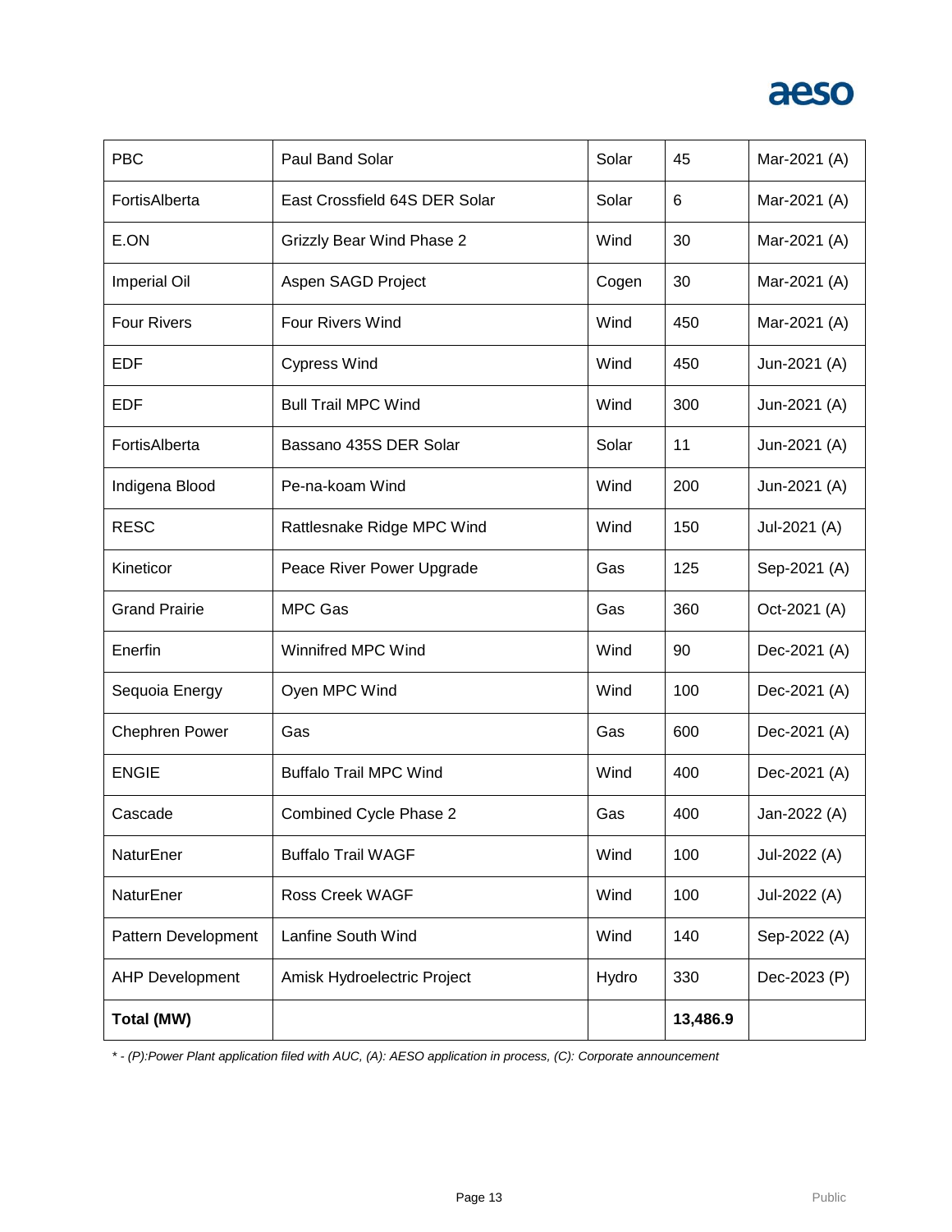| PBC | Paul Band Solar | Solar | 45 | Mar-2021 (A) |
|---|---|---|---|---|
| FortisAlberta | East Crossfield 64S DER Solar | Solar | 6 | Mar-2021 (A) |
| E.ON | Grizzly Bear Wind Phase 2 | Wind | 30 | Mar-2021 (A) |
| Imperial Oil | Aspen SAGD Project | Cogen | 30 | Mar-2021 (A) |
| Four Rivers | Four Rivers Wind | Wind | 450 | Mar-2021 (A) |
| EDF | Cypress Wind | Wind | 450 | Jun-2021 (A) |
| EDF | Bull Trail MPC Wind | Wind | 300 | Jun-2021 (A) |
| FortisAlberta | Bassano 435S DER Solar | Solar | 11 | Jun-2021 (A) |
| Indigena Blood | Pe-na-koam Wind | Wind | 200 | Jun-2021 (A) |
| RESC | Rattlesnake Ridge MPC Wind | Wind | 150 | Jul-2021 (A) |
| Kineticor | Peace River Power Upgrade | Gas | 125 | Sep-2021 (A) |
| Grand Prairie | MPC Gas | Gas | 360 | Oct-2021 (A) |
| Enerfin | Winnifred MPC Wind | Wind | 90 | Dec-2021 (A) |
| Sequoia Energy | Oyen MPC Wind | Wind | 100 | Dec-2021 (A) |
| Chephren Power | Gas | Gas | 600 | Dec-2021 (A) |
| ENGIE | Buffalo Trail MPC Wind | Wind | 400 | Dec-2021 (A) |
| Cascade | Combined Cycle Phase 2 | Gas | 400 | Jan-2022 (A) |
| NaturEner | Buffalo Trail WAGF | Wind | 100 | Jul-2022 (A) |
| NaturEner | Ross Creek WAGF | Wind | 100 | Jul-2022 (A) |
| Pattern Development | Lanfine South Wind | Wind | 140 | Sep-2022 (A) |
| AHP Development | Amisk Hydroelectric Project | Hydro | 330 | Dec-2023 (P) |
| **Total (MW)** | | | **13,486.9** | |

*\* - (P):Power Plant application filed with AUC, (A): AESO application in process, (C): Corporate announcement*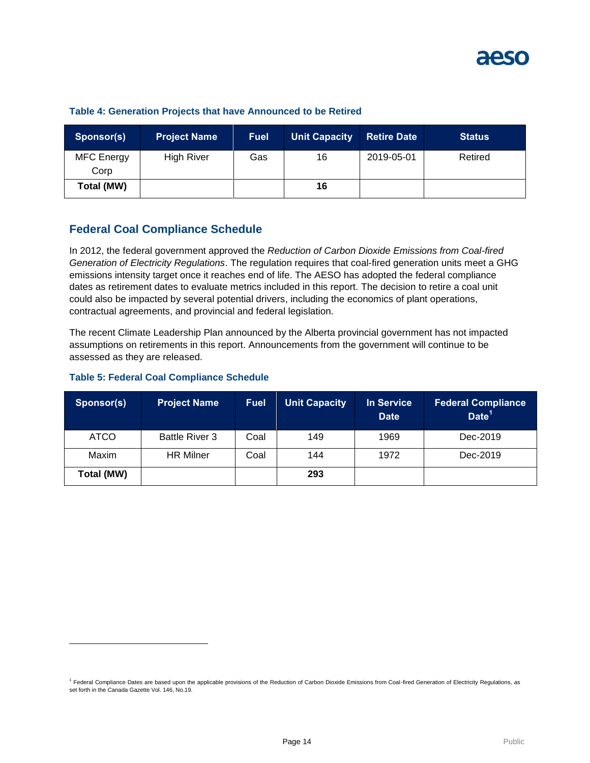**Table 4: Generation Projects that have Announced to be Retired**

| Sponsor(s) | Project Name | Fuel | Unit Capacity | Retire Date | Status |
|---|---|---|---|---|---|
| MFC Energy Corp | High River | Gas | 16 | 2019-05-01 | Retired |
| **Total (MW)** | | | **16** | | |

## Federal Coal Compliance Schedule

In 2012, the federal government approved the *Reduction of Carbon Dioxide Emissions from Coal-fired Generation of Electricity Regulations*. The regulation requires that coal-fired generation units meet a GHG emissions intensity target once it reaches end of life. The AESO has adopted the federal compliance dates as retirement dates to evaluate metrics included in this report. The decision to retire a coal unit could also be impacted by several potential drivers, including the economics of plant operations, contractual agreements, and provincial and federal legislation.

The recent Climate Leadership Plan announced by the Alberta provincial government has not impacted assumptions on retirements in this report. Announcements from the government will continue to be assessed as they are released.

**Table 5: Federal Coal Compliance Schedule**

| Sponsor(s) | Project Name | Fuel | Unit Capacity | In Service Date | Federal Compliance Date[1] |
|---|---|---|---|---|---|
| ATCO | Battle River 3 | Coal | 149 | 1969 | Dec-2019 |
| Maxim | HR Milner | Coal | 144 | 1972 | Dec-2019 |
| **Total (MW)** | | | **293** | | |

[1] Federal Compliance Dates are based upon the applicable provisions of the Reduction of Carbon Dioxide Emissions from Coal-fired Generation of Electricity Regulations, as set forth in the Canada Gazette Vol. 146, No.19.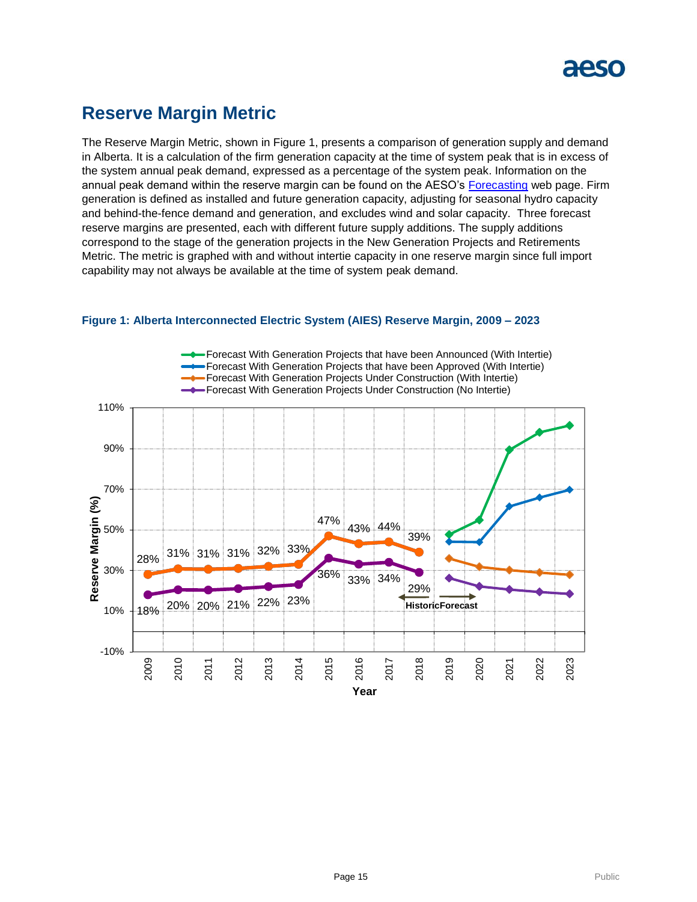## Reserve Margin Metric

The Reserve Margin Metric, shown in Figure 1, presents a comparison of generation supply and demand in Alberta. It is a calculation of the firm generation capacity at the time of system peak that is in excess of the system annual peak demand, expressed as a percentage of the system peak. Information on the annual peak demand within the reserve margin can be found on the AESO's Forecasting web page. Firm generation is defined as installed and future generation capacity, adjusting for seasonal hydro capacity and behind-the-fence demand and generation, and excludes wind and solar capacity. Three forecast reserve margins are presented, each with different future supply additions. The supply additions correspond to the stage of the generation projects in the New Generation Projects and Retirements Metric. The metric is graphed with and without intertie capacity in one reserve margin since full import capability may not always be available at the time of system peak demand.

**Figure 1: Alberta Interconnected Electric System (AIES) Reserve Margin, 2009 – 2023**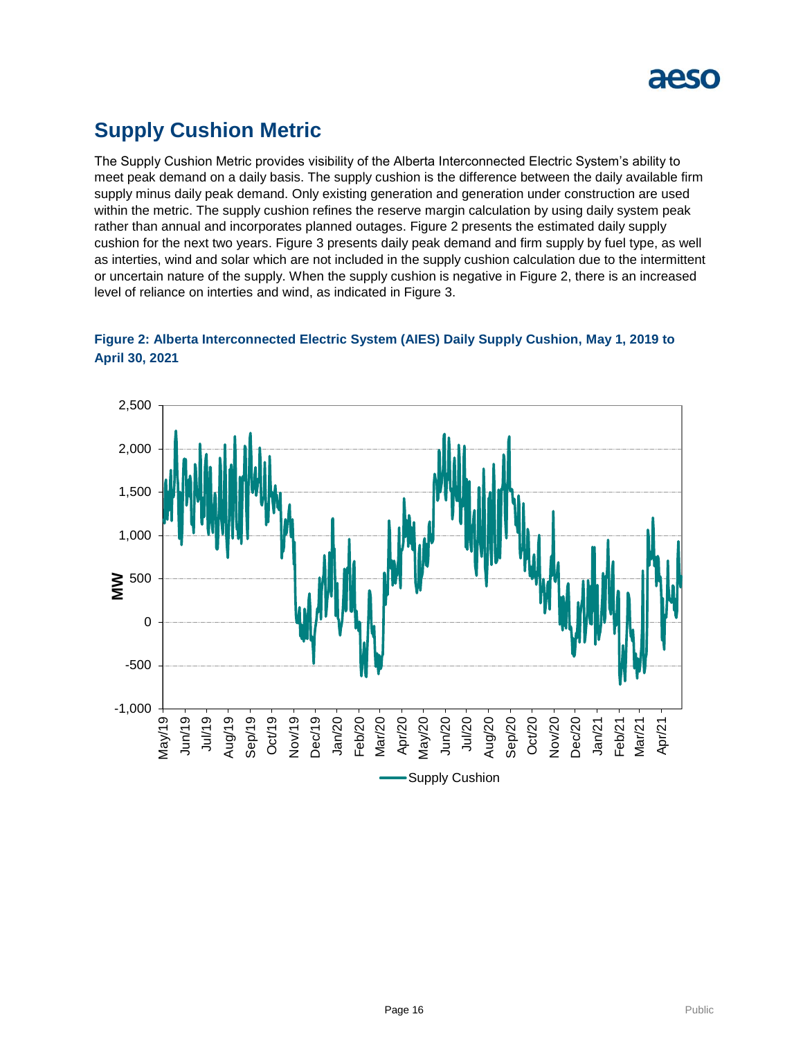## Supply Cushion Metric

The Supply Cushion Metric provides visibility of the Alberta Interconnected Electric System's ability to meet peak demand on a daily basis. The supply cushion is the difference between the daily available firm supply minus daily peak demand. Only existing generation and generation under construction are used within the metric. The supply cushion refines the reserve margin calculation by using daily system peak rather than annual and incorporates planned outages. Figure 2 presents the estimated daily supply cushion for the next two years. Figure 3 presents daily peak demand and firm supply by fuel type, as well as interties, wind and solar which are not included in the supply cushion calculation due to the intermittent or uncertain nature of the supply. When the supply cushion is negative in Figure 2, there is an increased level of reliance on interties and wind, as indicated in Figure 3.

**Figure 2: Alberta Interconnected Electric System (AIES) Daily Supply Cushion, May 1, 2019 to April 30, 2021**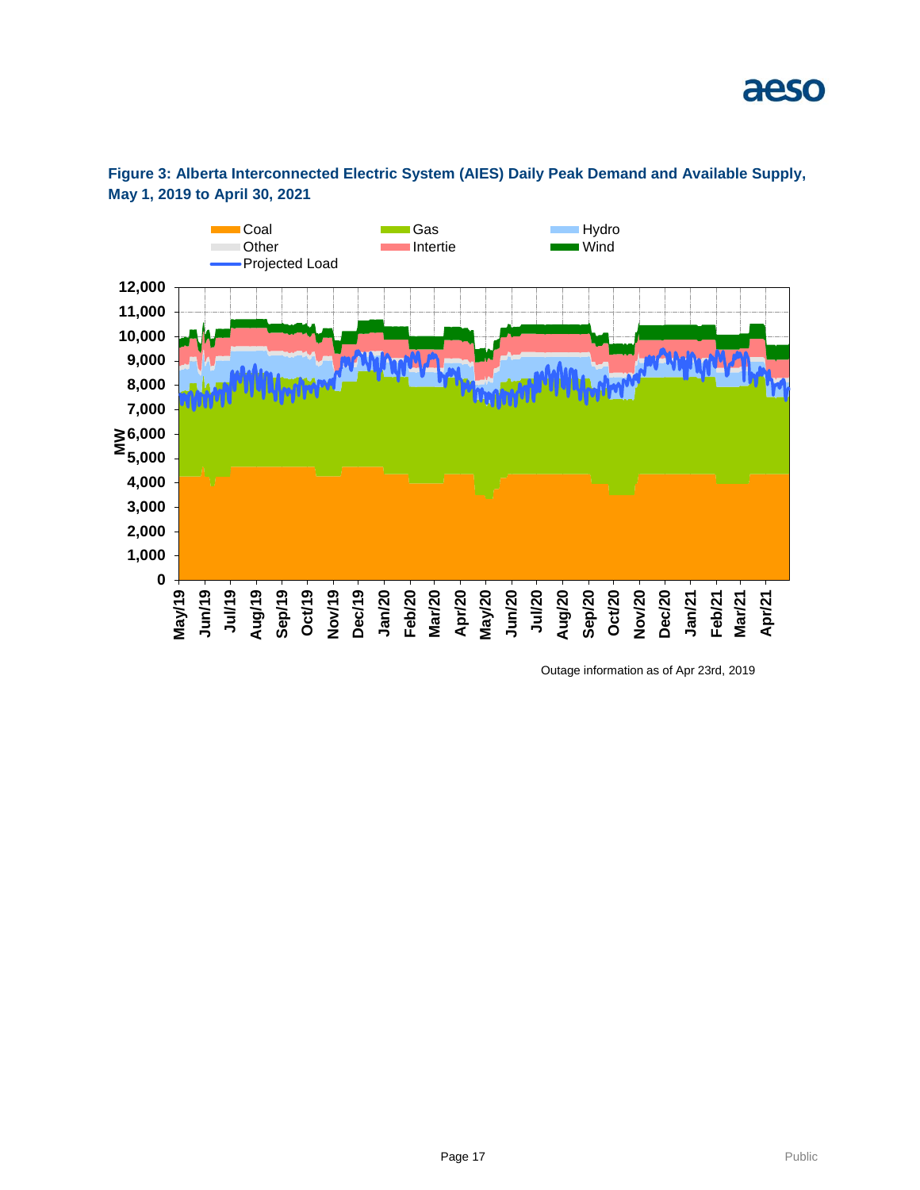**Figure 3: Alberta Interconnected Electric System (AIES) Daily Peak Demand and Available Supply, May 1, 2019 to April 30, 2021**

Outage information as of Apr 23rd, 2019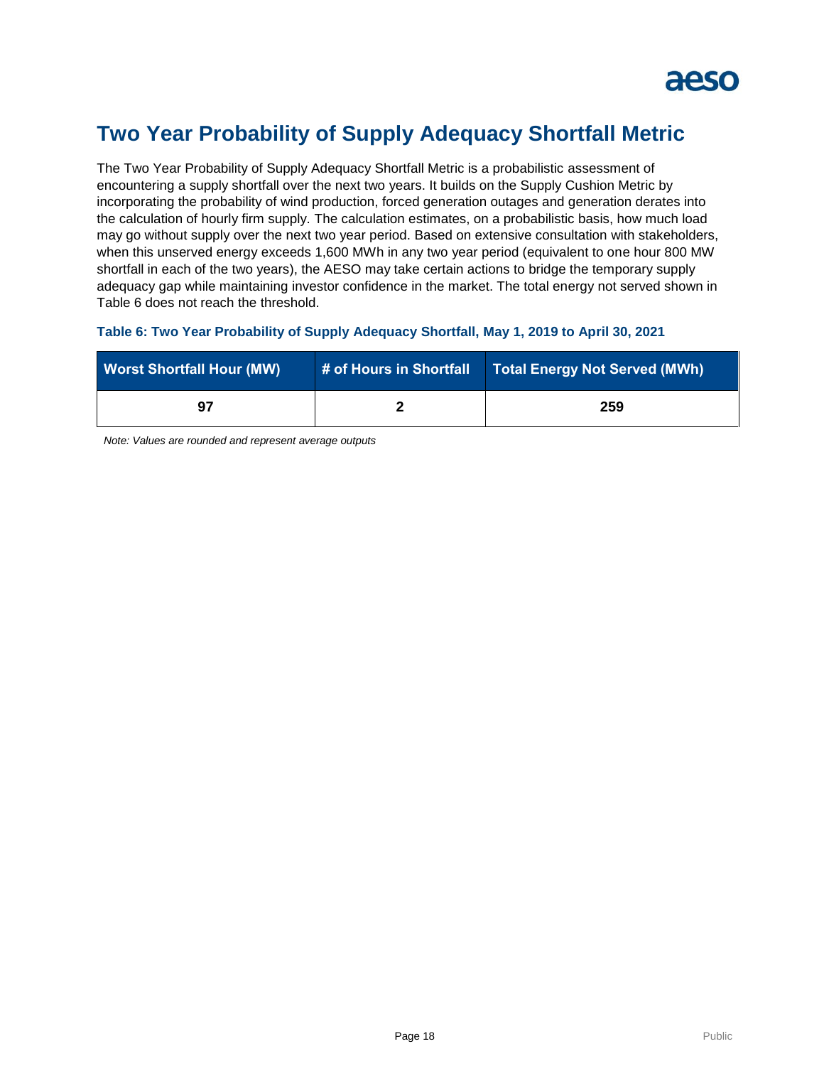# Two Year Probability of Supply Adequacy Shortfall Metric

The Two Year Probability of Supply Adequacy Shortfall Metric is a probabilistic assessment of encountering a supply shortfall over the next two years. It builds on the Supply Cushion Metric by incorporating the probability of wind production, forced generation outages and generation derates into the calculation of hourly firm supply. The calculation estimates, on a probabilistic basis, how much load may go without supply over the next two year period. Based on extensive consultation with stakeholders, when this unserved energy exceeds 1,600 MWh in any two year period (equivalent to one hour 800 MW shortfall in each of the two years), the AESO may take certain actions to bridge the temporary supply adequacy gap while maintaining investor confidence in the market. The total energy not served shown in Table 6 does not reach the threshold.

### Table 6: Two Year Probability of Supply Adequacy Shortfall, May 1, 2019 to April 30, 2021

| Worst Shortfall Hour (MW) | # of Hours in Shortfall | Total Energy Not Served (MWh) |
|---|---|---|
| 97 | 2 | 259 |

*Note: Values are rounded and represent average outputs*